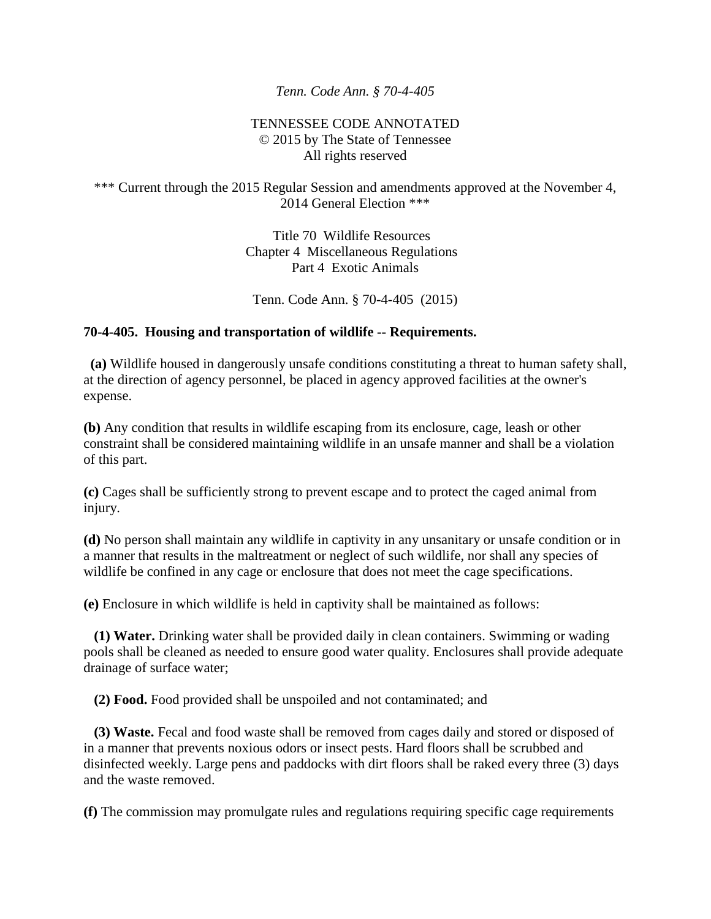*Tenn. Code Ann. § 70-4-405*

TENNESSEE CODE ANNOTATED
© 2015 by The State of Tennessee
All rights reserved

*** Current through the 2015 Regular Session and amendments approved at the November 4, 2014 General Election ***

Title 70 Wildlife Resources
Chapter 4 Miscellaneous Regulations
Part 4 Exotic Animals

Tenn. Code Ann. § 70-4-405 (2015)

**70-4-405. Housing and transportation of wildlife -- Requirements.**

**(a)** Wildlife housed in dangerously unsafe conditions constituting a threat to human safety shall, at the direction of agency personnel, be placed in agency approved facilities at the owner's expense.

**(b)** Any condition that results in wildlife escaping from its enclosure, cage, leash or other constraint shall be considered maintaining wildlife in an unsafe manner and shall be a violation of this part.

**(c)** Cages shall be sufficiently strong to prevent escape and to protect the caged animal from injury.

**(d)** No person shall maintain any wildlife in captivity in any unsanitary or unsafe condition or in a manner that results in the maltreatment or neglect of such wildlife, nor shall any species of wildlife be confined in any cage or enclosure that does not meet the cage specifications.

**(e)** Enclosure in which wildlife is held in captivity shall be maintained as follows:

**(1) Water.** Drinking water shall be provided daily in clean containers. Swimming or wading pools shall be cleaned as needed to ensure good water quality. Enclosures shall provide adequate drainage of surface water;

**(2) Food.** Food provided shall be unspoiled and not contaminated; and

**(3) Waste.** Fecal and food waste shall be removed from cages daily and stored or disposed of in a manner that prevents noxious odors or insect pests. Hard floors shall be scrubbed and disinfected weekly. Large pens and paddocks with dirt floors shall be raked every three (3) days and the waste removed.

**(f)** The commission may promulgate rules and regulations requiring specific cage requirements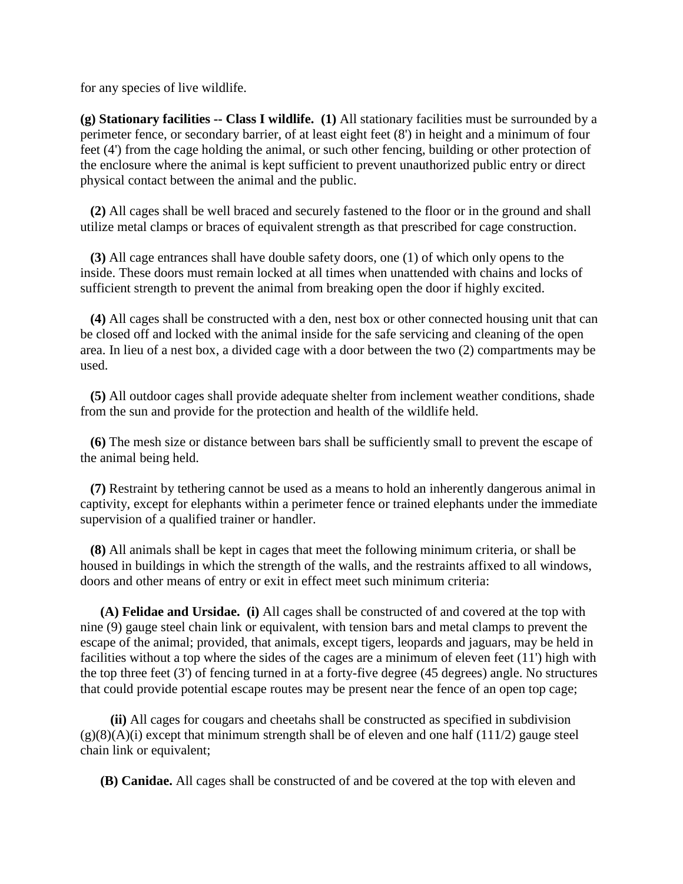for any species of live wildlife.

**(g) Stationary facilities -- Class I wildlife.** **(1)** All stationary facilities must be surrounded by a perimeter fence, or secondary barrier, of at least eight feet (8') in height and a minimum of four feet (4') from the cage holding the animal, or such other fencing, building or other protection of the enclosure where the animal is kept sufficient to prevent unauthorized public entry or direct physical contact between the animal and the public.

**(2)** All cages shall be well braced and securely fastened to the floor or in the ground and shall utilize metal clamps or braces of equivalent strength as that prescribed for cage construction.

**(3)** All cage entrances shall have double safety doors, one (1) of which only opens to the inside. These doors must remain locked at all times when unattended with chains and locks of sufficient strength to prevent the animal from breaking open the door if highly excited.

**(4)** All cages shall be constructed with a den, nest box or other connected housing unit that can be closed off and locked with the animal inside for the safe servicing and cleaning of the open area. In lieu of a nest box, a divided cage with a door between the two (2) compartments may be used.

**(5)** All outdoor cages shall provide adequate shelter from inclement weather conditions, shade from the sun and provide for the protection and health of the wildlife held.

**(6)** The mesh size or distance between bars shall be sufficiently small to prevent the escape of the animal being held.

**(7)** Restraint by tethering cannot be used as a means to hold an inherently dangerous animal in captivity, except for elephants within a perimeter fence or trained elephants under the immediate supervision of a qualified trainer or handler.

**(8)** All animals shall be kept in cages that meet the following minimum criteria, or shall be housed in buildings in which the strength of the walls, and the restraints affixed to all windows, doors and other means of entry or exit in effect meet such minimum criteria:

**(A) Felidae and Ursidae.** **(i)** All cages shall be constructed of and covered at the top with nine (9) gauge steel chain link or equivalent, with tension bars and metal clamps to prevent the escape of the animal; provided, that animals, except tigers, leopards and jaguars, may be held in facilities without a top where the sides of the cages are a minimum of eleven feet (11') high with the top three feet (3') of fencing turned in at a forty-five degree (45 degrees) angle. No structures that could provide potential escape routes may be present near the fence of an open top cage;

**(ii)** All cages for cougars and cheetahs shall be constructed as specified in subdivision (g)(8)(A)(i) except that minimum strength shall be of eleven and one half (111/2) gauge steel chain link or equivalent;

**(B) Canidae.** All cages shall be constructed of and be covered at the top with eleven and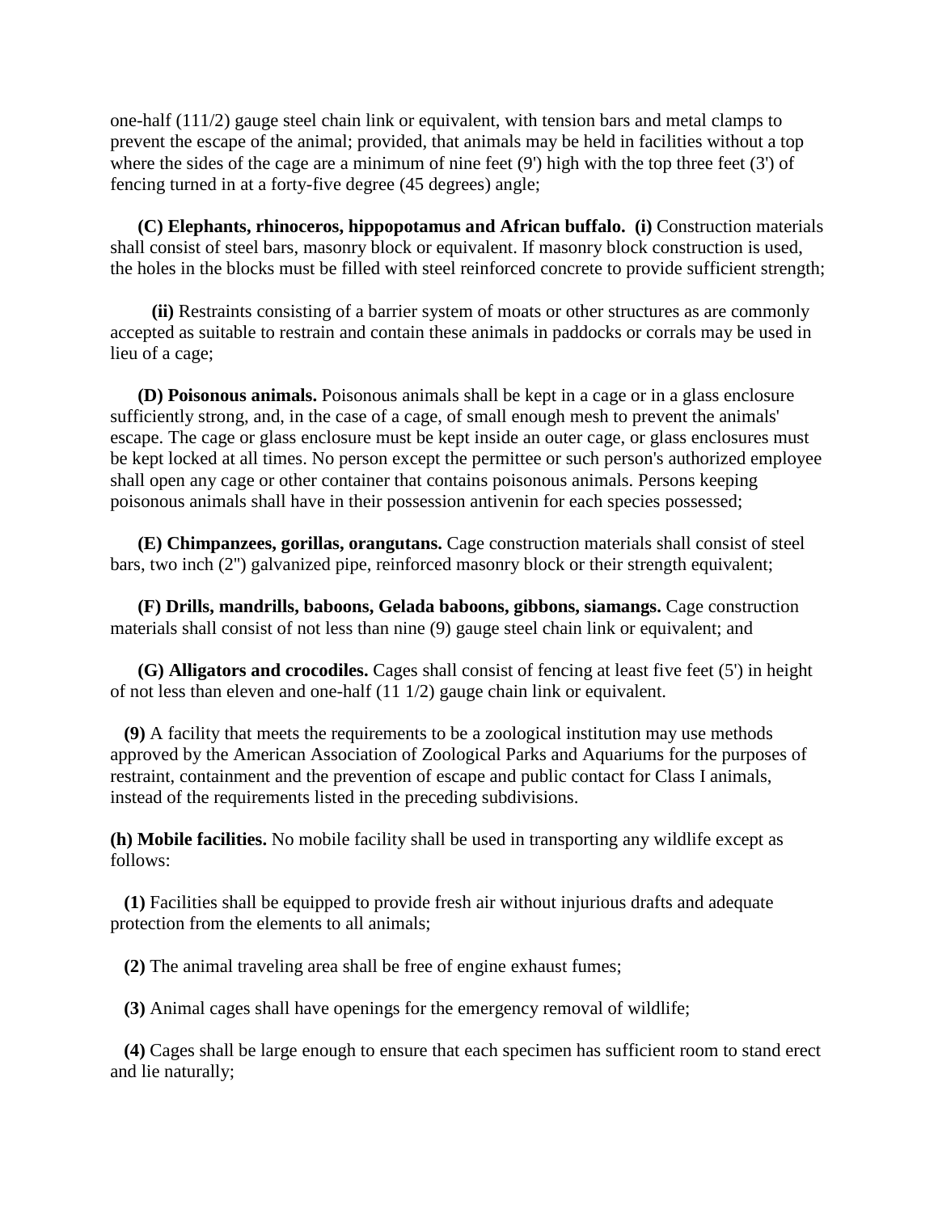one-half (111/2) gauge steel chain link or equivalent, with tension bars and metal clamps to prevent the escape of the animal; provided, that animals may be held in facilities without a top where the sides of the cage are a minimum of nine feet (9') high with the top three feet (3') of fencing turned in at a forty-five degree (45 degrees) angle;

**(C) Elephants, rhinoceros, hippopotamus and African buffalo.** **(i)** Construction materials shall consist of steel bars, masonry block or equivalent. If masonry block construction is used, the holes in the blocks must be filled with steel reinforced concrete to provide sufficient strength;

**(ii)** Restraints consisting of a barrier system of moats or other structures as are commonly accepted as suitable to restrain and contain these animals in paddocks or corrals may be used in lieu of a cage;

**(D) Poisonous animals.** Poisonous animals shall be kept in a cage or in a glass enclosure sufficiently strong, and, in the case of a cage, of small enough mesh to prevent the animals' escape. The cage or glass enclosure must be kept inside an outer cage, or glass enclosures must be kept locked at all times. No person except the permittee or such person's authorized employee shall open any cage or other container that contains poisonous animals. Persons keeping poisonous animals shall have in their possession antivenin for each species possessed;

**(E) Chimpanzees, gorillas, orangutans.** Cage construction materials shall consist of steel bars, two inch (2") galvanized pipe, reinforced masonry block or their strength equivalent;

**(F) Drills, mandrills, baboons, Gelada baboons, gibbons, siamangs.** Cage construction materials shall consist of not less than nine (9) gauge steel chain link or equivalent; and

**(G) Alligators and crocodiles.** Cages shall consist of fencing at least five feet (5') in height of not less than eleven and one-half (11 1/2) gauge chain link or equivalent.

**(9)** A facility that meets the requirements to be a zoological institution may use methods approved by the American Association of Zoological Parks and Aquariums for the purposes of restraint, containment and the prevention of escape and public contact for Class I animals, instead of the requirements listed in the preceding subdivisions.

**(h) Mobile facilities.** No mobile facility shall be used in transporting any wildlife except as follows:

**(1)** Facilities shall be equipped to provide fresh air without injurious drafts and adequate protection from the elements to all animals;

**(2)** The animal traveling area shall be free of engine exhaust fumes;

**(3)** Animal cages shall have openings for the emergency removal of wildlife;

**(4)** Cages shall be large enough to ensure that each specimen has sufficient room to stand erect and lie naturally;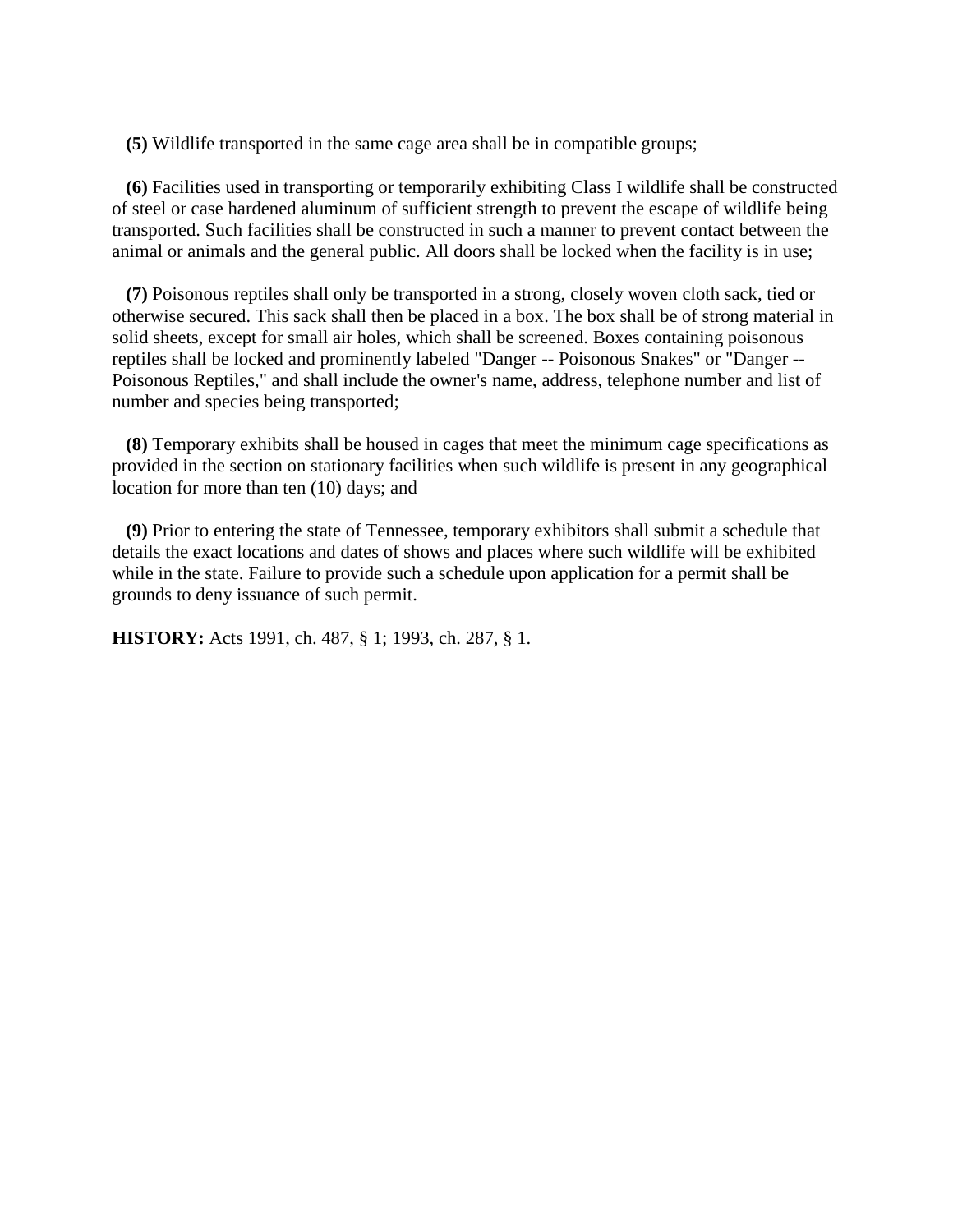**(5)** Wildlife transported in the same cage area shall be in compatible groups;

**(6)** Facilities used in transporting or temporarily exhibiting Class I wildlife shall be constructed of steel or case hardened aluminum of sufficient strength to prevent the escape of wildlife being transported. Such facilities shall be constructed in such a manner to prevent contact between the animal or animals and the general public. All doors shall be locked when the facility is in use;

**(7)** Poisonous reptiles shall only be transported in a strong, closely woven cloth sack, tied or otherwise secured. This sack shall then be placed in a box. The box shall be of strong material in solid sheets, except for small air holes, which shall be screened. Boxes containing poisonous reptiles shall be locked and prominently labeled "Danger -- Poisonous Snakes" or "Danger -- Poisonous Reptiles," and shall include the owner's name, address, telephone number and list of number and species being transported;

**(8)** Temporary exhibits shall be housed in cages that meet the minimum cage specifications as provided in the section on stationary facilities when such wildlife is present in any geographical location for more than ten (10) days; and

**(9)** Prior to entering the state of Tennessee, temporary exhibitors shall submit a schedule that details the exact locations and dates of shows and places where such wildlife will be exhibited while in the state. Failure to provide such a schedule upon application for a permit shall be grounds to deny issuance of such permit.

**HISTORY:** Acts 1991, ch. 487, § 1; 1993, ch. 287, § 1.